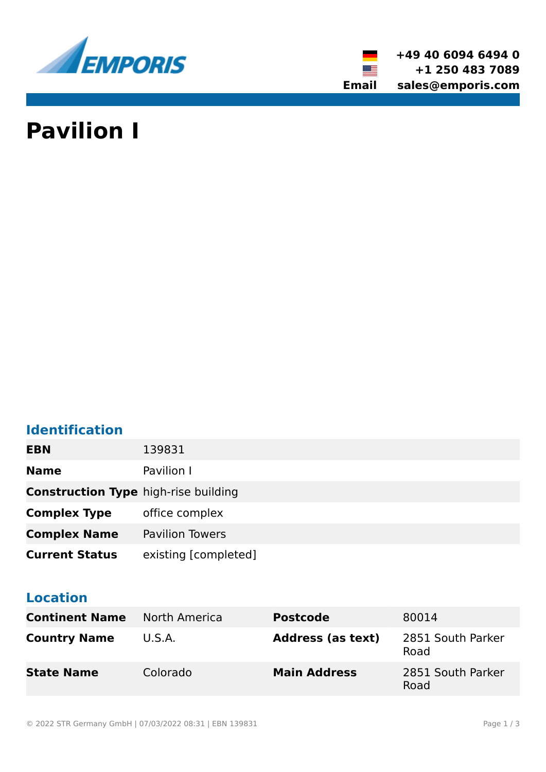+49 40 6094 6494 0
+1 250 483 7089
**Email** sales@emporis.com

# Pavilion I

## Identification

| | |
|---|---|
| **EBN** | 139831 |
| **Name** | Pavilion I |
| **Construction Type** | high-rise building |
| **Complex Type** | office complex |
| **Complex Name** | Pavilion Towers |
| **Current Status** | existing [completed] |

## Location

| | | | |
|---|---|---|---|
| **Continent Name** | North America | **Postcode** | 80014 |
| **Country Name** | U.S.A. | **Address (as text)** | 2851 South Parker Road |
| **State Name** | Colorado | **Main Address** | 2851 South Parker Road |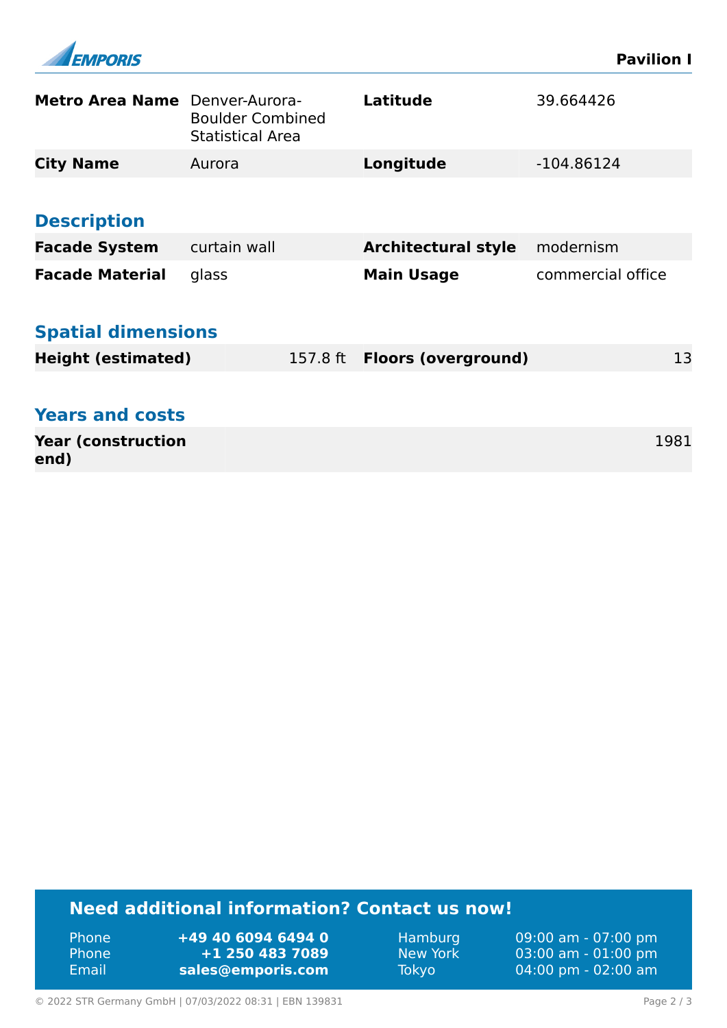| Metro Area Name | Denver-Aurora-Boulder Combined Statistical Area | Latitude | 39.664426 |
|---|---|---|---|
| City Name | Aurora | Longitude | -104.86124 |

## Description

| Facade System | curtain wall | Architectural style | modernism |
|---|---|---|---|
| Facade Material | glass | Main Usage | commercial office |

## Spatial dimensions

| Height (estimated) | 157.8 ft | Floors (overground) | 13 |
|---|---|---|---|

## Years and costs

| Year (construction end) | 1981 |
|---|---|

## Need additional information? Contact us now!

| | | | |
|---|---|---|---|
| Phone | **+49 40 6094 6494 0** | Hamburg | 09:00 am - 07:00 pm |
| Phone | **+1 250 483 7089** | New York | 03:00 am - 01:00 pm |
| Email | **sales@emporis.com** | Tokyo | 04:00 pm - 02:00 am |

© 2022 STR Germany GmbH | 07/03/2022 08:31 | EBN 139831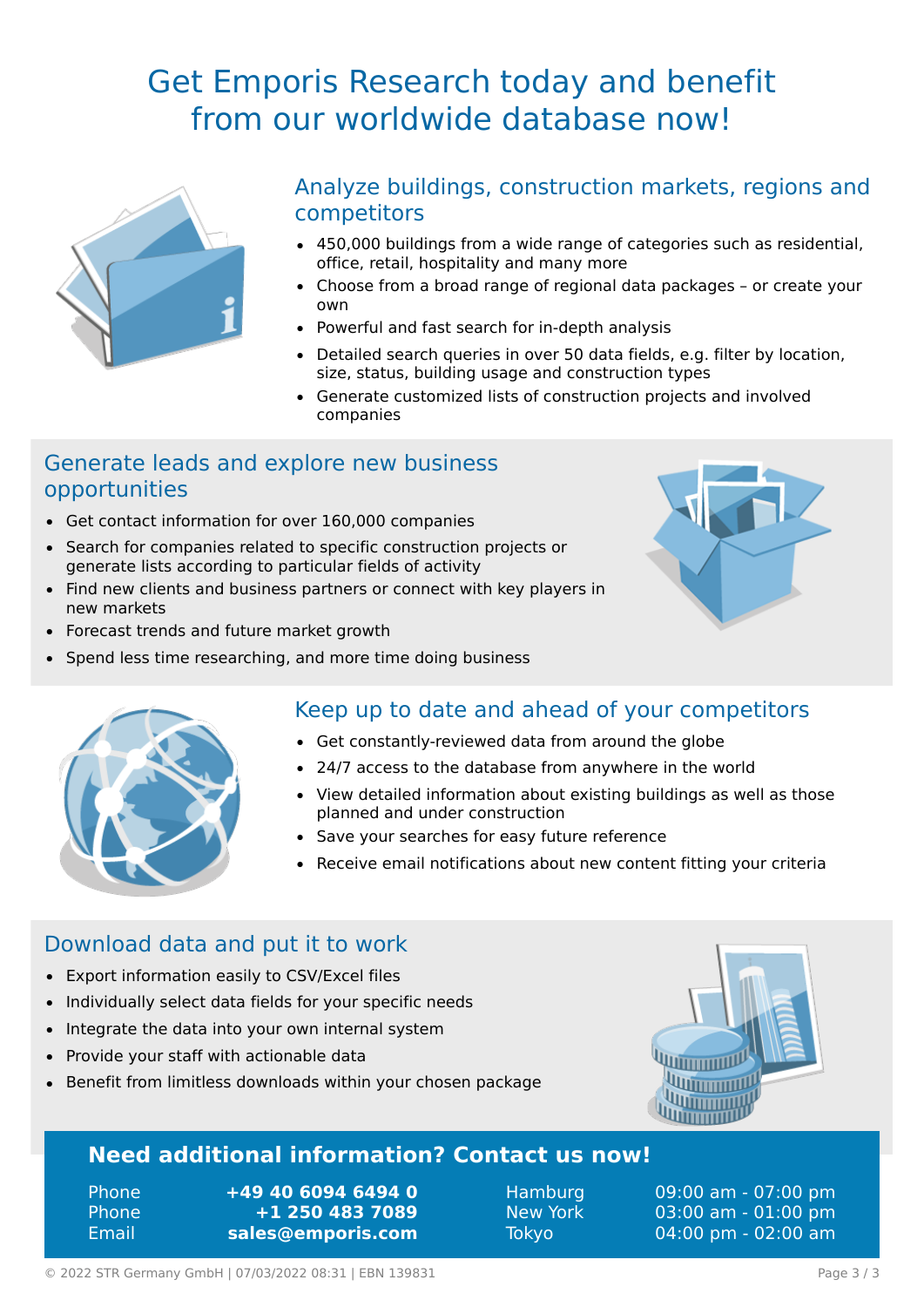# Get Emporis Research today and benefit from our worldwide database now!

## Analyze buildings, construction markets, regions and competitors

- 450,000 buildings from a wide range of categories such as residential, office, retail, hospitality and many more
- Choose from a broad range of regional data packages – or create your own
- Powerful and fast search for in-depth analysis
- Detailed search queries in over 50 data fields, e.g. filter by location, size, status, building usage and construction types
- Generate customized lists of construction projects and involved companies

## Generate leads and explore new business opportunities

- Get contact information for over 160,000 companies
- Search for companies related to specific construction projects or generate lists according to particular fields of activity
- Find new clients and business partners or connect with key players in new markets
- Forecast trends and future market growth
- Spend less time researching, and more time doing business

## Keep up to date and ahead of your competitors

- Get constantly-reviewed data from around the globe
- 24/7 access to the database from anywhere in the world
- View detailed information about existing buildings as well as those planned and under construction
- Save your searches for easy future reference
- Receive email notifications about new content fitting your criteria

## Download data and put it to work

- Export information easily to CSV/Excel files
- Individually select data fields for your specific needs
- Integrate the data into your own internal system
- Provide your staff with actionable data
- Benefit from limitless downloads within your chosen package

### Need additional information? Contact us now!

| | | | |
|---|---|---|---|
| Phone | **+49 40 6094 6494 0** | Hamburg | 09:00 am - 07:00 pm |
| Phone | **+1 250 483 7089** | New York | 03:00 am - 01:00 pm |
| Email | **sales@emporis.com** | Tokyo | 04:00 pm - 02:00 am |

© 2022 STR Germany GmbH | 07/03/2022 08:31 | EBN 139831